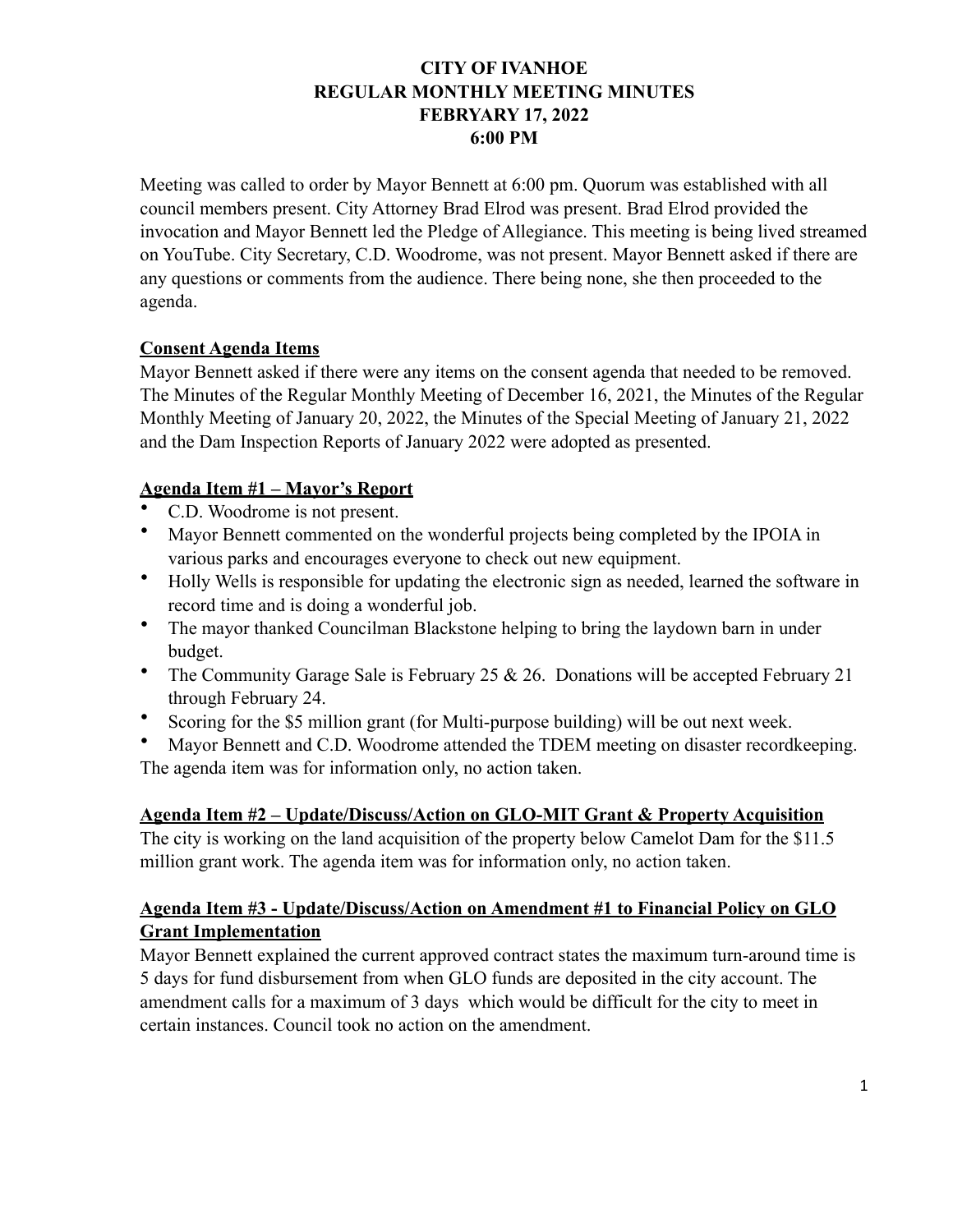# CITY OF IVANHOE
## REGULAR MONTHLY MEETING MINUTES
## FEBRYARY 17, 2022
## 6:00 PM

Meeting was called to order by Mayor Bennett at 6:00 pm. Quorum was established with all council members present. City Attorney Brad Elrod was present. Brad Elrod provided the invocation and Mayor Bennett led the Pledge of Allegiance. This meeting is being lived streamed on YouTube. City Secretary, C.D. Woodrome, was not present. Mayor Bennett asked if there are any questions or comments from the audience. There being none, she then proceeded to the agenda.

**Consent Agenda Items**

Mayor Bennett asked if there were any items on the consent agenda that needed to be removed. The Minutes of the Regular Monthly Meeting of December 16, 2021, the Minutes of the Regular Monthly Meeting of January 20, 2022, the Minutes of the Special Meeting of January 21, 2022 and the Dam Inspection Reports of January 2022 were adopted as presented.

**Agenda Item #1 – Mayor's Report**

- C.D. Woodrome is not present.
- Mayor Bennett commented on the wonderful projects being completed by the IPOIA in various parks and encourages everyone to check out new equipment.
- Holly Wells is responsible for updating the electronic sign as needed, learned the software in record time and is doing a wonderful job.
- The mayor thanked Councilman Blackstone helping to bring the laydown barn in under budget.
- The Community Garage Sale is February 25 & 26. Donations will be accepted February 21 through February 24.
- Scoring for the $5 million grant (for Multi-purpose building) will be out next week.
- Mayor Bennett and C.D. Woodrome attended the TDEM meeting on disaster recordkeeping.

The agenda item was for information only, no action taken.

**Agenda Item #2 – Update/Discuss/Action on GLO-MIT Grant & Property Acquisition**

The city is working on the land acquisition of the property below Camelot Dam for the $11.5 million grant work. The agenda item was for information only, no action taken.

**Agenda Item #3 - Update/Discuss/Action on Amendment #1 to Financial Policy on GLO Grant Implementation**

Mayor Bennett explained the current approved contract states the maximum turn-around time is 5 days for fund disbursement from when GLO funds are deposited in the city account. The amendment calls for a maximum of 3 days which would be difficult for the city to meet in certain instances. Council took no action on the amendment.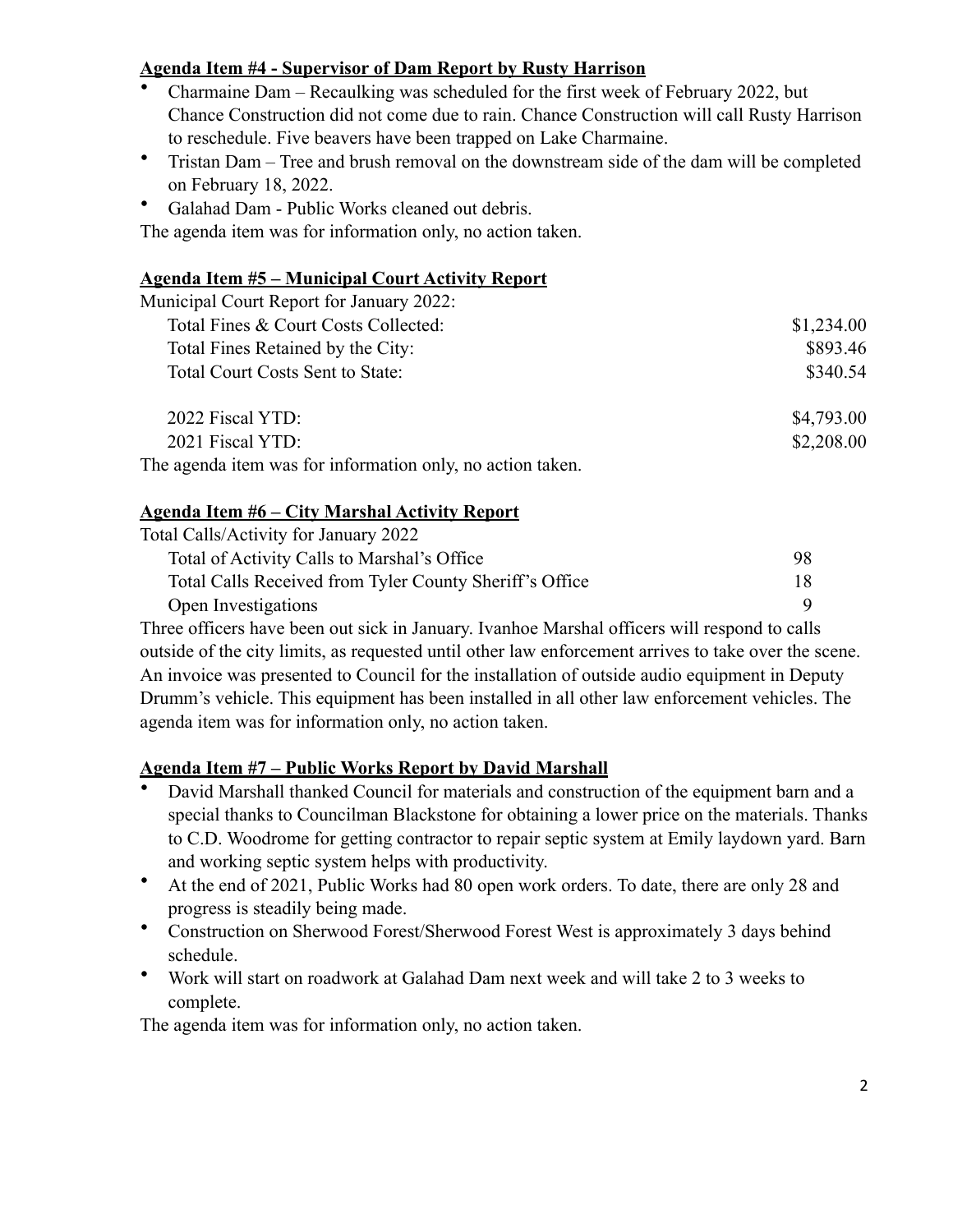**Agenda Item #4 - Supervisor of Dam Report by Rusty Harrison**

- Charmaine Dam – Recaulking was scheduled for the first week of February 2022, but Chance Construction did not come due to rain. Chance Construction will call Rusty Harrison to reschedule. Five beavers have been trapped on Lake Charmaine.
- Tristan Dam – Tree and brush removal on the downstream side of the dam will be completed on February 18, 2022.
- Galahad Dam - Public Works cleaned out debris.

The agenda item was for information only, no action taken.

**Agenda Item #5 – Municipal Court Activity Report**

Municipal Court Report for January 2022:

| | |
|---|---|
| Total Fines & Court Costs Collected: | $1,234.00 |
| Total Fines Retained by the City: | $893.46 |
| Total Court Costs Sent to State: | $340.54 |
| 2022 Fiscal YTD: | $4,793.00 |
| 2021 Fiscal YTD: | $2,208.00 |

The agenda item was for information only, no action taken.

**Agenda Item #6 – City Marshal Activity Report**

Total Calls/Activity for January 2022

| | |
|---|---|
| Total of Activity Calls to Marshal's Office | 98 |
| Total Calls Received from Tyler County Sheriff's Office | 18 |
| Open Investigations | 9 |

Three officers have been out sick in January. Ivanhoe Marshal officers will respond to calls outside of the city limits, as requested until other law enforcement arrives to take over the scene. An invoice was presented to Council for the installation of outside audio equipment in Deputy Drumm's vehicle. This equipment has been installed in all other law enforcement vehicles. The agenda item was for information only, no action taken.

**Agenda Item #7 – Public Works Report by David Marshall**

- David Marshall thanked Council for materials and construction of the equipment barn and a special thanks to Councilman Blackstone for obtaining a lower price on the materials. Thanks to C.D. Woodrome for getting contractor to repair septic system at Emily laydown yard. Barn and working septic system helps with productivity.
- At the end of 2021, Public Works had 80 open work orders. To date, there are only 28 and progress is steadily being made.
- Construction on Sherwood Forest/Sherwood Forest West is approximately 3 days behind schedule.
- Work will start on roadwork at Galahad Dam next week and will take 2 to 3 weeks to complete.

The agenda item was for information only, no action taken.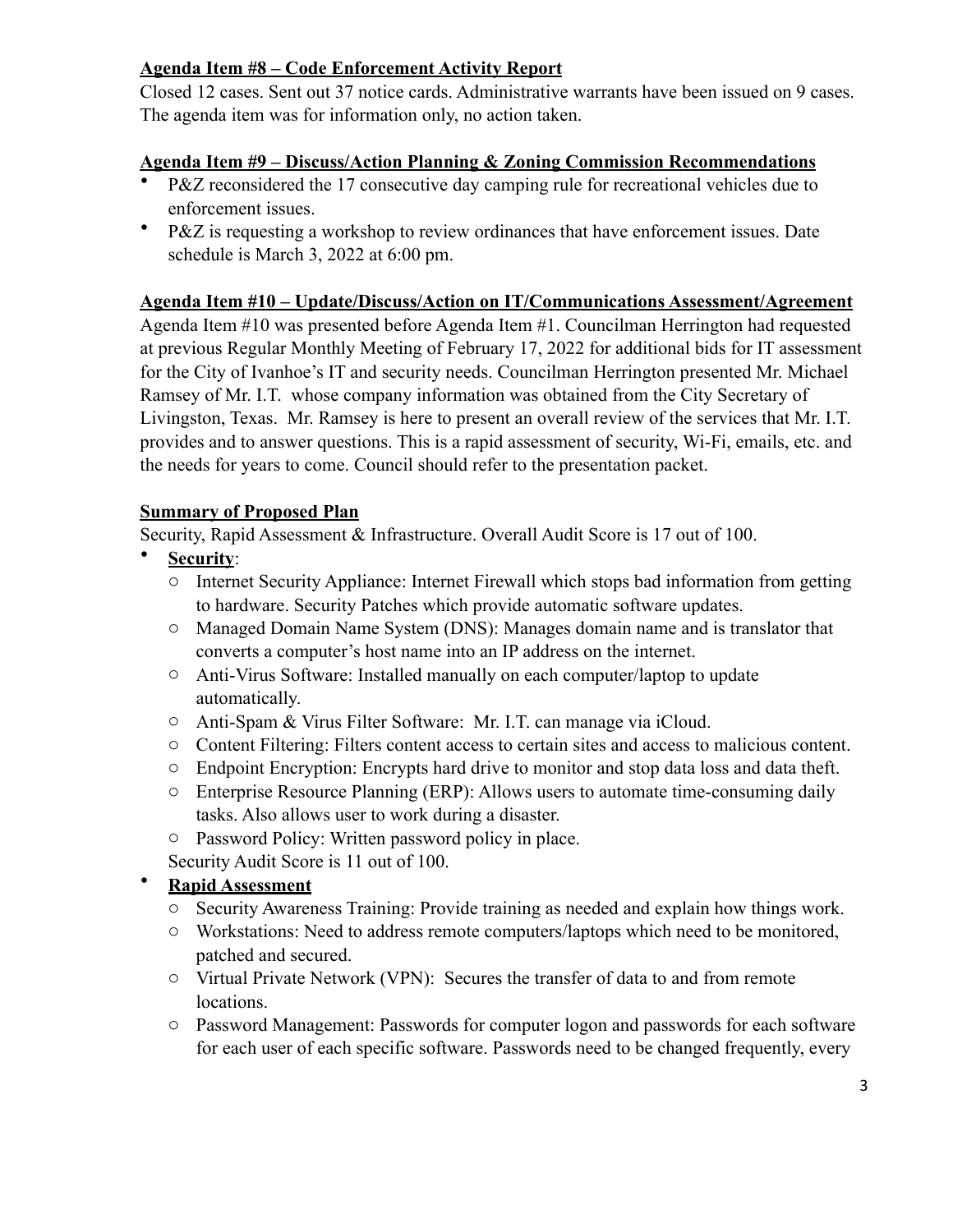**Agenda Item #8 – Code Enforcement Activity Report**

Closed 12 cases. Sent out 37 notice cards. Administrative warrants have been issued on 9 cases. The agenda item was for information only, no action taken.

**Agenda Item #9 – Discuss/Action Planning & Zoning Commission Recommendations**

- P&Z reconsidered the 17 consecutive day camping rule for recreational vehicles due to enforcement issues.
- P&Z is requesting a workshop to review ordinances that have enforcement issues. Date schedule is March 3, 2022 at 6:00 pm.

**Agenda Item #10 – Update/Discuss/Action on IT/Communications Assessment/Agreement**

Agenda Item #10 was presented before Agenda Item #1. Councilman Herrington had requested at previous Regular Monthly Meeting of February 17, 2022 for additional bids for IT assessment for the City of Ivanhoe's IT and security needs. Councilman Herrington presented Mr. Michael Ramsey of Mr. I.T. whose company information was obtained from the City Secretary of Livingston, Texas. Mr. Ramsey is here to present an overall review of the services that Mr. I.T. provides and to answer questions. This is a rapid assessment of security, Wi-Fi, emails, etc. and the needs for years to come. Council should refer to the presentation packet.

**Summary of Proposed Plan**

Security, Rapid Assessment & Infrastructure. Overall Audit Score is 17 out of 100.

- **Security**:
  - Internet Security Appliance: Internet Firewall which stops bad information from getting to hardware. Security Patches which provide automatic software updates.
  - Managed Domain Name System (DNS): Manages domain name and is translator that converts a computer's host name into an IP address on the internet.
  - Anti-Virus Software: Installed manually on each computer/laptop to update automatically.
  - Anti-Spam & Virus Filter Software: Mr. I.T. can manage via iCloud.
  - Content Filtering: Filters content access to certain sites and access to malicious content.
  - Endpoint Encryption: Encrypts hard drive to monitor and stop data loss and data theft.
  - Enterprise Resource Planning (ERP): Allows users to automate time-consuming daily tasks. Also allows user to work during a disaster.
  - Password Policy: Written password policy in place.

  Security Audit Score is 11 out of 100.
- **Rapid Assessment**
  - Security Awareness Training: Provide training as needed and explain how things work.
  - Workstations: Need to address remote computers/laptops which need to be monitored, patched and secured.
  - Virtual Private Network (VPN): Secures the transfer of data to and from remote locations.
  - Password Management: Passwords for computer logon and passwords for each software for each user of each specific software. Passwords need to be changed frequently, every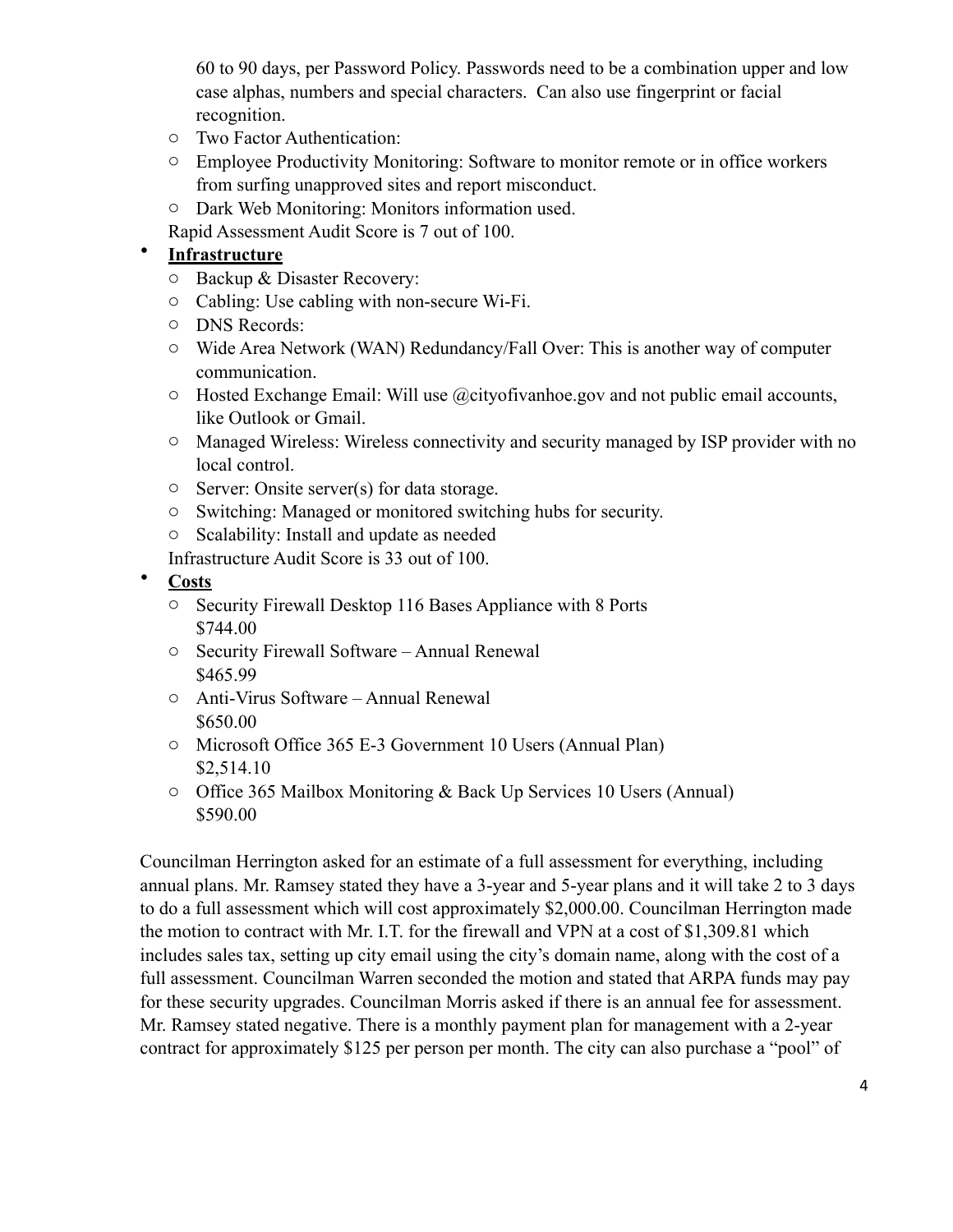60 to 90 days, per Password Policy. Passwords need to be a combination upper and low case alphas, numbers and special characters. Can also use fingerprint or facial recognition.

  - Two Factor Authentication:
  - Employee Productivity Monitoring: Software to monitor remote or in office workers from surfing unapproved sites and report misconduct.
  - Dark Web Monitoring: Monitors information used.

  Rapid Assessment Audit Score is 7 out of 100.

- **Infrastructure**
  - Backup & Disaster Recovery:
  - Cabling: Use cabling with non-secure Wi-Fi.
  - DNS Records:
  - Wide Area Network (WAN) Redundancy/Fall Over: This is another way of computer communication.
  - Hosted Exchange Email: Will use @cityofivanhoe.gov and not public email accounts, like Outlook or Gmail.
  - Managed Wireless: Wireless connectivity and security managed by ISP provider with no local control.
  - Server: Onsite server(s) for data storage.
  - Switching: Managed or monitored switching hubs for security.
  - Scalability: Install and update as needed

  Infrastructure Audit Score is 33 out of 100.

- **Costs**
  - Security Firewall Desktop 116 Bases Appliance with 8 Ports
    $744.00
  - Security Firewall Software – Annual Renewal
    $465.99
  - Anti-Virus Software – Annual Renewal
    $650.00
  - Microsoft Office 365 E-3 Government 10 Users (Annual Plan)
    $2,514.10
  - Office 365 Mailbox Monitoring & Back Up Services 10 Users (Annual)
    $590.00

Councilman Herrington asked for an estimate of a full assessment for everything, including annual plans. Mr. Ramsey stated they have a 3-year and 5-year plans and it will take 2 to 3 days to do a full assessment which will cost approximately $2,000.00. Councilman Herrington made the motion to contract with Mr. I.T. for the firewall and VPN at a cost of $1,309.81 which includes sales tax, setting up city email using the city's domain name, along with the cost of a full assessment. Councilman Warren seconded the motion and stated that ARPA funds may pay for these security upgrades. Councilman Morris asked if there is an annual fee for assessment. Mr. Ramsey stated negative. There is a monthly payment plan for management with a 2-year contract for approximately $125 per person per month. The city can also purchase a "pool" of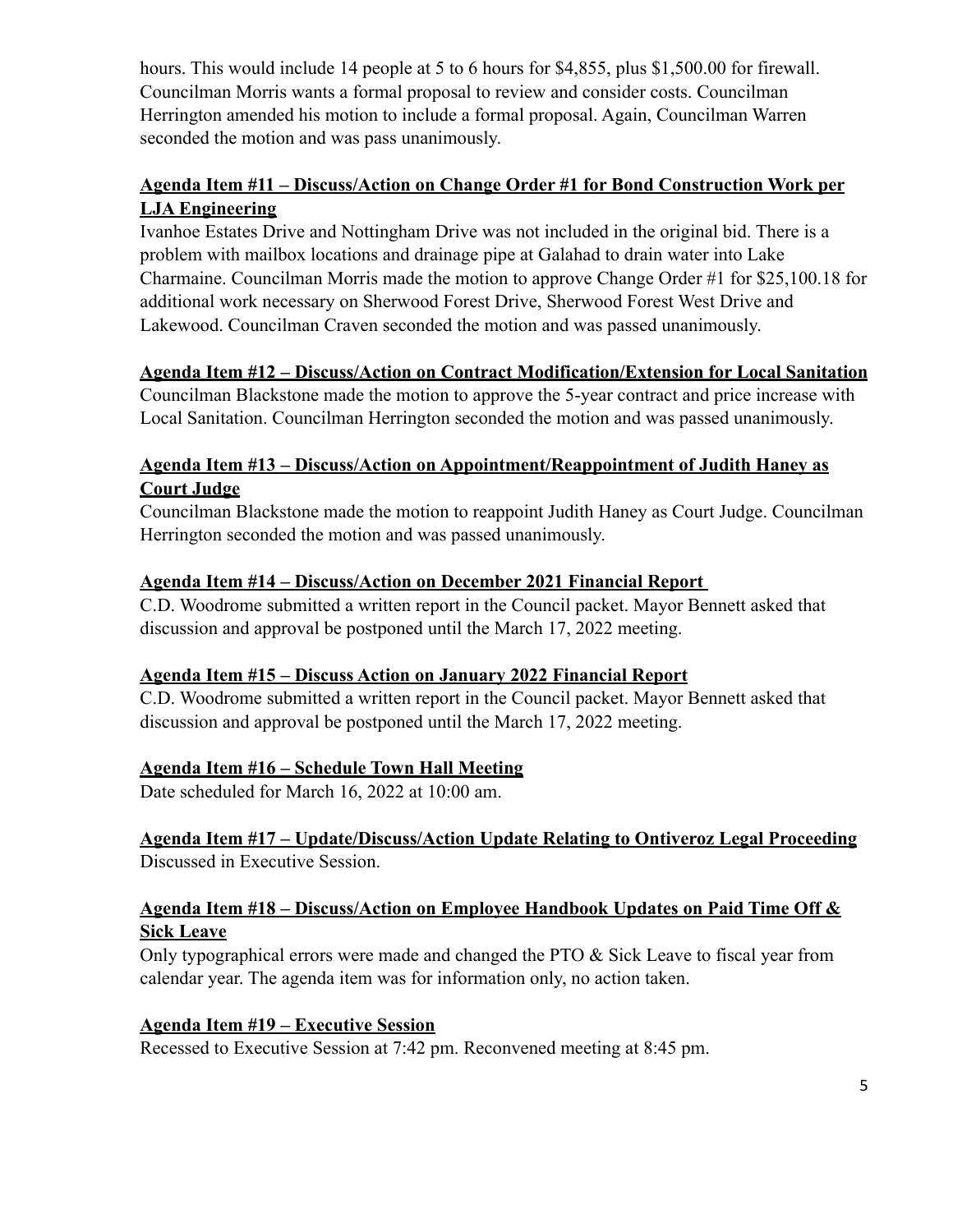hours. This would include 14 people at 5 to 6 hours for $4,855, plus $1,500.00 for firewall. Councilman Morris wants a formal proposal to review and consider costs. Councilman Herrington amended his motion to include a formal proposal. Again, Councilman Warren seconded the motion and was pass unanimously.

**Agenda Item #11 – Discuss/Action on Change Order #1 for Bond Construction Work per LJA Engineering**

Ivanhoe Estates Drive and Nottingham Drive was not included in the original bid. There is a problem with mailbox locations and drainage pipe at Galahad to drain water into Lake Charmaine. Councilman Morris made the motion to approve Change Order #1 for $25,100.18 for additional work necessary on Sherwood Forest Drive, Sherwood Forest West Drive and Lakewood. Councilman Craven seconded the motion and was passed unanimously.

**Agenda Item #12 – Discuss/Action on Contract Modification/Extension for Local Sanitation**

Councilman Blackstone made the motion to approve the 5-year contract and price increase with Local Sanitation. Councilman Herrington seconded the motion and was passed unanimously.

**Agenda Item #13 – Discuss/Action on Appointment/Reappointment of Judith Haney as Court Judge**

Councilman Blackstone made the motion to reappoint Judith Haney as Court Judge. Councilman Herrington seconded the motion and was passed unanimously.

**Agenda Item #14 – Discuss/Action on December 2021 Financial Report**

C.D. Woodrome submitted a written report in the Council packet. Mayor Bennett asked that discussion and approval be postponed until the March 17, 2022 meeting.

**Agenda Item #15 – Discuss Action on January 2022 Financial Report**

C.D. Woodrome submitted a written report in the Council packet. Mayor Bennett asked that discussion and approval be postponed until the March 17, 2022 meeting.

**Agenda Item #16 – Schedule Town Hall Meeting**

Date scheduled for March 16, 2022 at 10:00 am.

**Agenda Item #17 – Update/Discuss/Action Update Relating to Ontiveroz Legal Proceeding**

Discussed in Executive Session.

**Agenda Item #18 – Discuss/Action on Employee Handbook Updates on Paid Time Off & Sick Leave**

Only typographical errors were made and changed the PTO & Sick Leave to fiscal year from calendar year. The agenda item was for information only, no action taken.

**Agenda Item #19 – Executive Session**

Recessed to Executive Session at 7:42 pm. Reconvened meeting at 8:45 pm.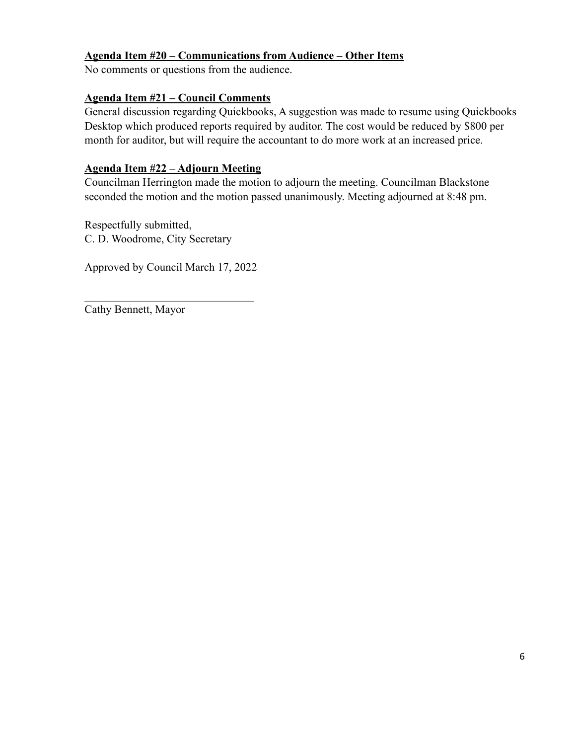**Agenda Item #20 – Communications from Audience – Other Items**

No comments or questions from the audience.

**Agenda Item #21 – Council Comments**

General discussion regarding Quickbooks, A suggestion was made to resume using Quickbooks Desktop which produced reports required by auditor. The cost would be reduced by $800 per month for auditor, but will require the accountant to do more work at an increased price.

**Agenda Item #22 – Adjourn Meeting**

Councilman Herrington made the motion to adjourn the meeting. Councilman Blackstone seconded the motion and the motion passed unanimously. Meeting adjourned at 8:48 pm.

Respectfully submitted,
C. D. Woodrome, City Secretary

Approved by Council March 17, 2022

______________________________
Cathy Bennett, Mayor